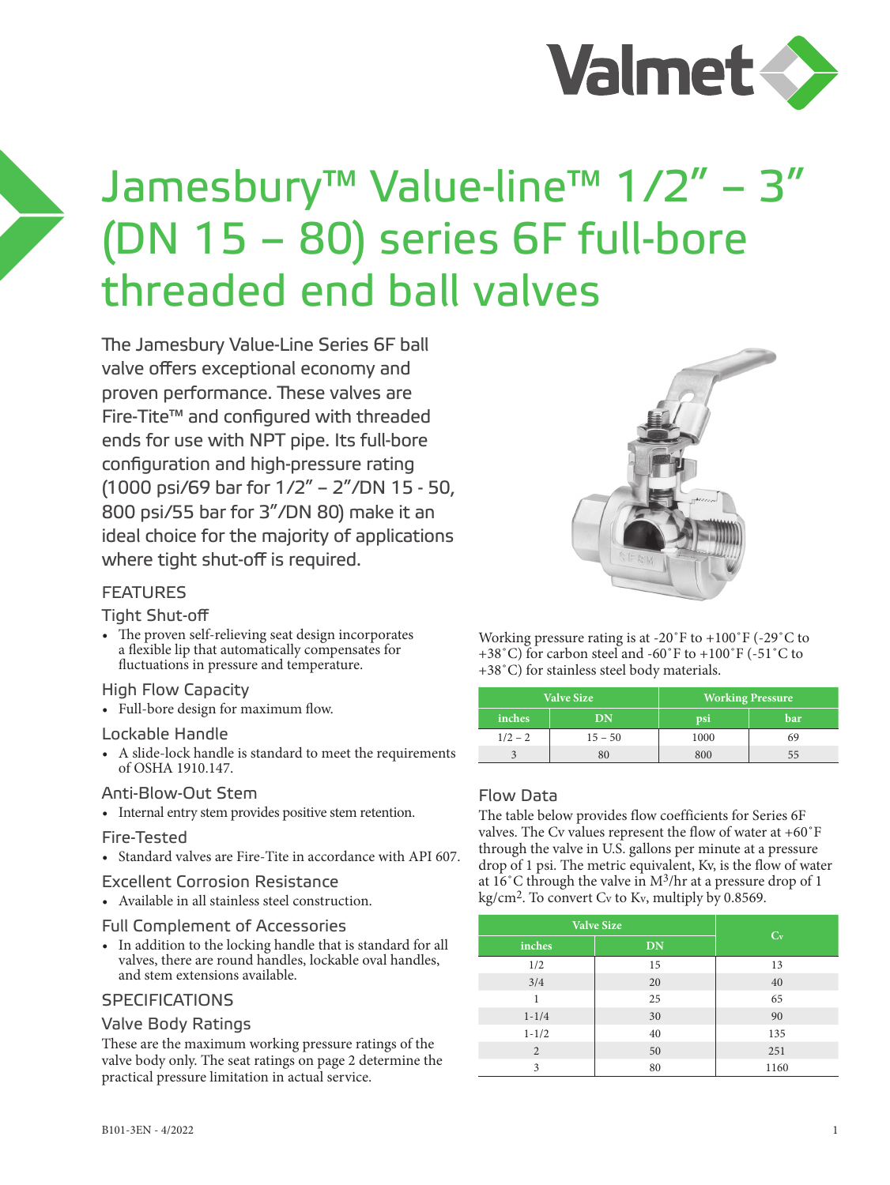# Jamesbury™ Value-line™ 1/2" – 3" (DN 15 – 80) series 6F full-bore threaded end ball valves

The Jamesbury Value-Line Series 6F ball valve offers exceptional economy and proven performance. These valves are Fire-Tite™ and configured with threaded ends for use with NPT pipe. Its full-bore configuration and high-pressure rating (1000 psi/69 bar for 1/2" – 2"/DN 15 - 50, 800 psi/55 bar for 3"/DN 80) make it an ideal choice for the majority of applications where tight shut-off is required.

## FEATURES

### Tight Shut-off

- The proven self-relieving seat design incorporates a flexible lip that automatically compensates for fluctuations in pressure and temperature.

### High Flow Capacity

- Full-bore design for maximum flow.

### Lockable Handle

- A slide-lock handle is standard to meet the requirements of OSHA 1910.147.

### Anti-Blow-Out Stem

- Internal entry stem provides positive stem retention.

### Fire-Tested

- Standard valves are Fire-Tite in accordance with API 607.

### Excellent Corrosion Resistance

- Available in all stainless steel construction.

### Full Complement of Accessories

- In addition to the locking handle that is standard for all valves, there are round handles, lockable oval handles, and stem extensions available.

## SPECIFICATIONS

### Valve Body Ratings

These are the maximum working pressure ratings of the valve body only. The seat ratings on page 2 determine the practical pressure limitation in actual service.

Working pressure rating is at -20˚F to +100˚F (-29˚C to +38˚C) for carbon steel and -60˚F to +100˚F (-51˚C to +38˚C) for stainless steel body materials.

| Valve Size | | Working Pressure | |
|---|---|---|---|
| inches | DN | psi | bar |
| 1/2 – 2 | 15 – 50 | 1000 | 69 |
| 3 | 80 | 800 | 55 |

### Flow Data

The table below provides flow coefficients for Series 6F valves. The Cv values represent the flow of water at +60˚F through the valve in U.S. gallons per minute at a pressure drop of 1 psi. The metric equivalent, Kv, is the flow of water at 16˚C through the valve in $M^3$/hr at a pressure drop of 1 kg/$cm^2$. To convert $C_v$ to $K_v$, multiply by 0.8569.

| Valve Size | | $C_v$ |
|---|---|---|
| inches | DN | |
| 1/2 | 15 | 13 |
| 3/4 | 20 | 40 |
| 1 | 25 | 65 |
| 1-1/4 | 30 | 90 |
| 1-1/2 | 40 | 135 |
| 2 | 50 | 251 |
| 3 | 80 | 1160 |

B101-3EN - 4/2022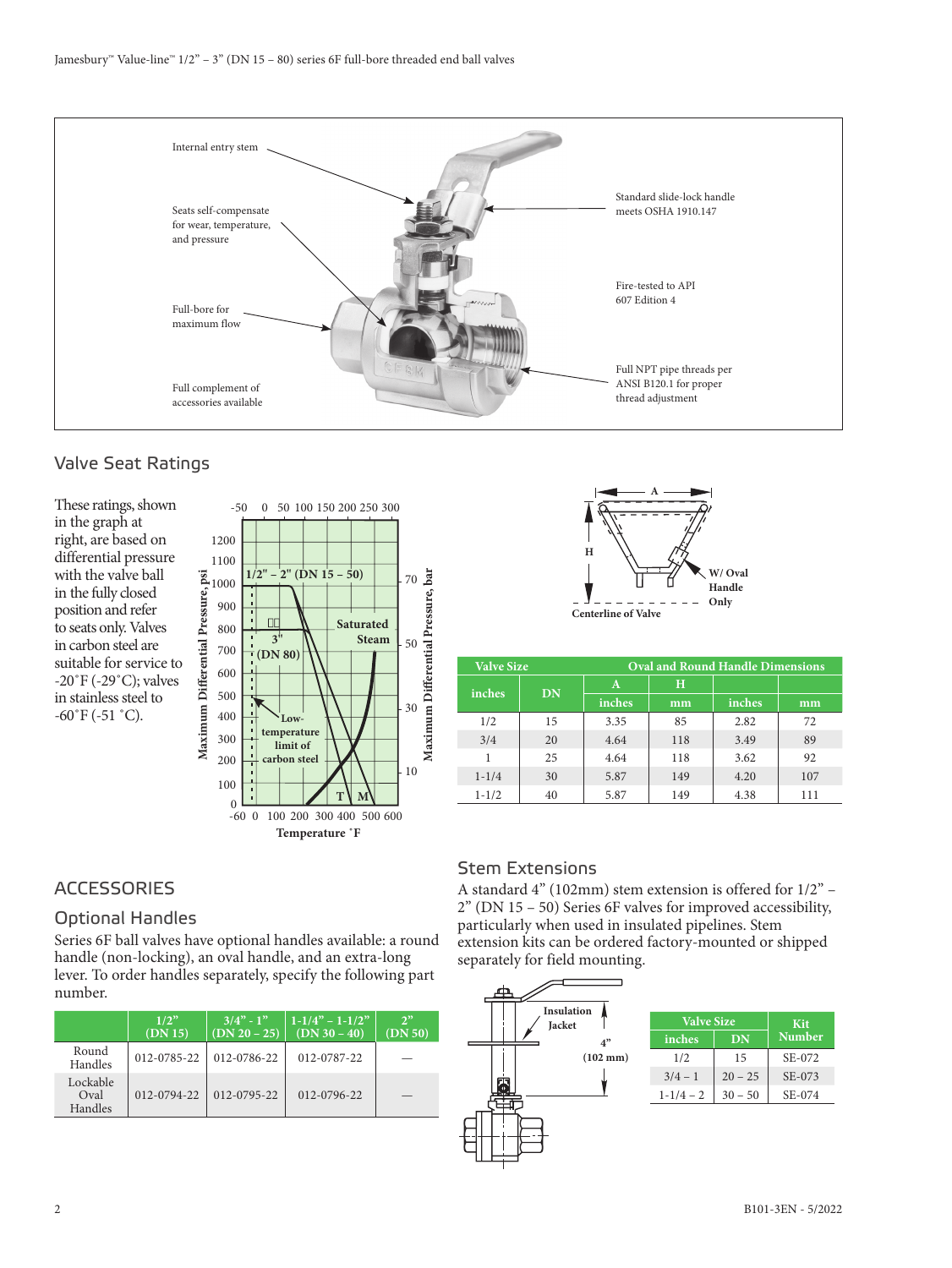Internal entry stem

Seats self-compensate for wear, temperature, and pressure

Full-bore for maximum flow

Full complement of accessories available

Standard slide-lock handle meets OSHA 1910.147

Fire-tested to API 607 Edition 4

Full NPT pipe threads per ANSI B120.1 for proper thread adjustment

## Valve Seat Ratings

These ratings, shown in the graph at right, are based on differential pressure with the valve ball in the fully closed position and refer to seats only. Valves in carbon steel are suitable for service to -20˚F (-29˚C); valves in stainless steel to -60˚F (-51 ˚C).

| Valve Size | | Oval and Round Handle Dimensions | | | |
|---|---|---|---|---|---|
| | | A | | H | |
| inches | DN | inches | mm | inches | mm |
| 1/2 | 15 | 3.35 | 85 | 2.82 | 72 |
| 3/4 | 20 | 4.64 | 118 | 3.49 | 89 |
| 1 | 25 | 4.64 | 118 | 3.62 | 92 |
| 1-1/4 | 30 | 5.87 | 149 | 4.20 | 107 |
| 1-1/2 | 40 | 5.87 | 149 | 4.38 | 111 |

## ACCESSORIES

### Optional Handles

Series 6F ball valves have optional handles available: a round handle (non-locking), an oval handle, and an extra-long lever. To order handles separately, specify the following part number.

| | 1/2" (DN 15) | 3/4" - 1" (DN 20 – 25) | 1-1/4" – 1-1/2" (DN 30 – 40) | 2" (DN 50) |
|---|---|---|---|---|
| Round Handles | 012-0785-22 | 012-0786-22 | 012-0787-22 | — |
| Lockable Oval Handles | 012-0794-22 | 012-0795-22 | 012-0796-22 | — |

### Stem Extensions

A standard 4" (102mm) stem extension is offered for 1/2" – 2" (DN 15 – 50) Series 6F valves for improved accessibility, particularly when used in insulated pipelines. Stem extension kits can be ordered factory-mounted or shipped separately for field mounting.

| Valve Size | | Kit Number |
|---|---|---|
| inches | DN | |
| 1/2 | 15 | SE-072 |
| 3/4 – 1 | 20 – 25 | SE-073 |
| 1-1/4 – 2 | 30 – 50 | SE-074 |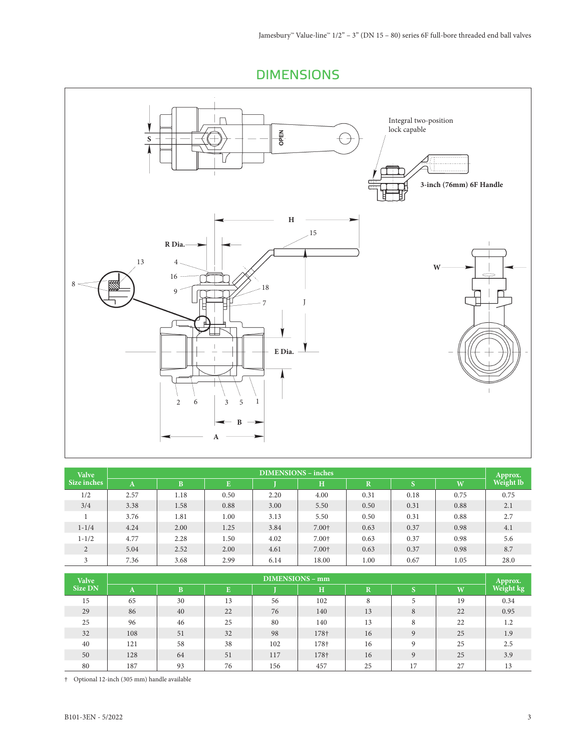## DIMENSIONS

Integral two-position lock capable

3-inch (76mm) 6F Handle

| Valve Size inches | DIMENSIONS – inches | | | | | | | | Approx. Weight lb |
|---|---|---|---|---|---|---|---|---|---|
| | A | B | E | J | H | R | S | W | |
| 1/2 | 2.57 | 1.18 | 0.50 | 2.20 | 4.00 | 0.31 | 0.18 | 0.75 | 0.75 |
| 3/4 | 3.38 | 1.58 | 0.88 | 3.00 | 5.50 | 0.50 | 0.31 | 0.88 | 2.1 |
| 1 | 3.76 | 1.81 | 1.00 | 3.13 | 5.50 | 0.50 | 0.31 | 0.88 | 2.7 |
| 1-1/4 | 4.24 | 2.00 | 1.25 | 3.84 | 7.00† | 0.63 | 0.37 | 0.98 | 4.1 |
| 1-1/2 | 4.77 | 2.28 | 1.50 | 4.02 | 7.00† | 0.63 | 0.37 | 0.98 | 5.6 |
| 2 | 5.04 | 2.52 | 2.00 | 4.61 | 7.00† | 0.63 | 0.37 | 0.98 | 8.7 |
| 3 | 7.36 | 3.68 | 2.99 | 6.14 | 18.00 | 1.00 | 0.67 | 1.05 | 28.0 |

| Valve Size DN | DIMENSIONS – mm | | | | | | | | Approx. Weight kg |
|---|---|---|---|---|---|---|---|---|---|
| | A | B | E | J | H | R | S | W | |
| 15 | 65 | 30 | 13 | 56 | 102 | 8 | 5 | 19 | 0.34 |
| 29 | 86 | 40 | 22 | 76 | 140 | 13 | 8 | 22 | 0.95 |
| 25 | 96 | 46 | 25 | 80 | 140 | 13 | 8 | 22 | 1.2 |
| 32 | 108 | 51 | 32 | 98 | 178† | 16 | 9 | 25 | 1.9 |
| 40 | 121 | 58 | 38 | 102 | 178† | 16 | 9 | 25 | 2.5 |
| 50 | 128 | 64 | 51 | 117 | 178† | 16 | 9 | 25 | 3.9 |
| 80 | 187 | 93 | 76 | 156 | 457 | 25 | 17 | 27 | 13 |

† Optional 12-inch (305 mm) handle available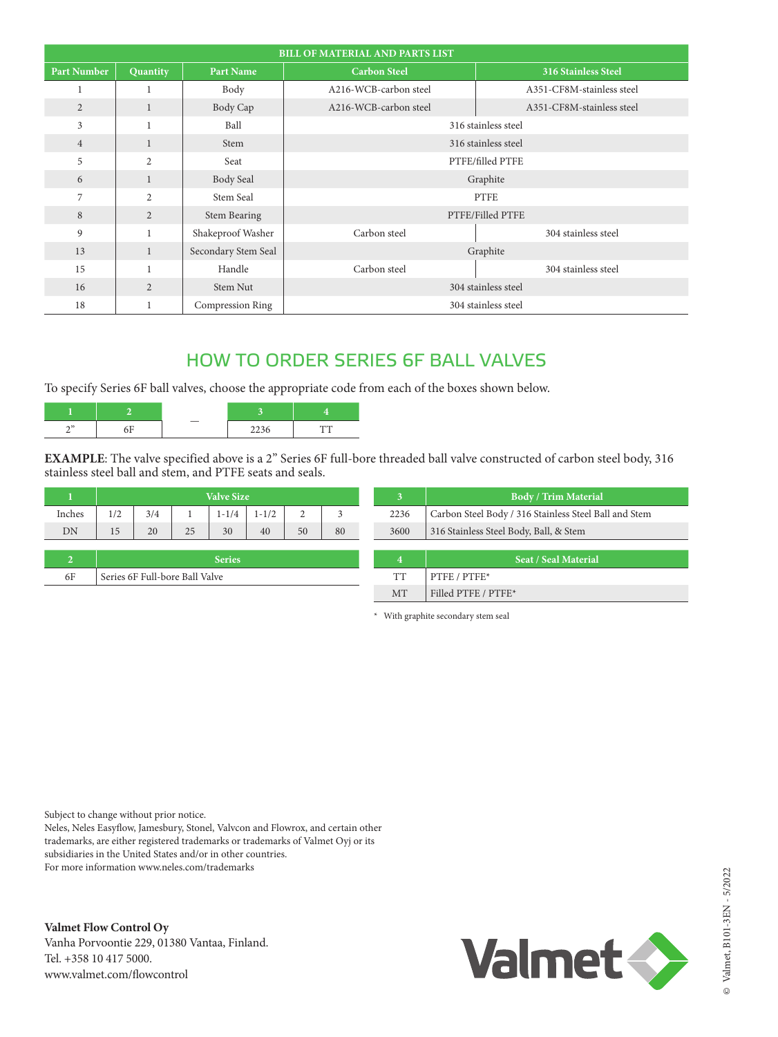| BILL OF MATERIAL AND PARTS LIST | | | | |
|---|---|---|---|---|
| Part Number | Quantity | Part Name | Carbon Steel | 316 Stainless Steel |
| 1 | 1 | Body | A216-WCB-carbon steel | A351-CF8M-stainless steel |
| 2 | 1 | Body Cap | A216-WCB-carbon steel | A351-CF8M-stainless steel |
| 3 | 1 | Ball | 316 stainless steel | |
| 4 | 1 | Stem | 316 stainless steel | |
| 5 | 2 | Seat | PTFE/filled PTFE | |
| 6 | 1 | Body Seal | Graphite | |
| 7 | 2 | Stem Seal | PTFE | |
| 8 | 2 | Stem Bearing | PTFE/Filled PTFE | |
| 9 | 1 | Shakeproof Washer | Carbon steel | 304 stainless steel |
| 13 | 1 | Secondary Stem Seal | Graphite | |
| 15 | 1 | Handle | Carbon steel | 304 stainless steel |
| 16 | 2 | Stem Nut | 304 stainless steel | |
| 18 | 1 | Compression Ring | 304 stainless steel | |

## HOW TO ORDER SERIES 6F BALL VALVES

To specify Series 6F ball valves, choose the appropriate code from each of the boxes shown below.

| 1 | 2 | | 3 | 4 |
|---|---|---|---|---|
| 2" | 6F | — | 2236 | TT |

**EXAMPLE**: The valve specified above is a 2" Series 6F full-bore threaded ball valve constructed of carbon steel body, 316 stainless steel ball and stem, and PTFE seats and seals.

| 1 | Valve Size | | | | | | |
|---|---|---|---|---|---|---|---|
| Inches | 1/2 | 3/4 | 1 | 1-1/4 | 1-1/2 | 2 | 3 |
| DN | 15 | 20 | 25 | 30 | 40 | 50 | 80 |

| 2 | Series |
|---|---|
| 6F | Series 6F Full-bore Ball Valve |

| 3 | Body / Trim Material |
|---|---|
| 2236 | Carbon Steel Body / 316 Stainless Steel Ball and Stem |
| 3600 | 316 Stainless Steel Body, Ball, & Stem |

| 4 | Seat / Seal Material |
|---|---|
| TT | PTFE / PTFE* |
| MT | Filled PTFE / PTFE* |

\* With graphite secondary stem seal

Subject to change without prior notice.
Neles, Neles Easyflow, Jamesbury, Stonel, Valvcon and Flowrox, and certain other trademarks, are either registered trademarks or trademarks of Valmet Oyj or its subsidiaries in the United States and/or in other countries.
For more information www.neles.com/trademarks

**Valmet Flow Control Oy**
Vanha Porvoontie 229, 01380 Vantaa, Finland.
Tel. +358 10 417 5000.
www.valmet.com/flowcontrol

© Valmet, B101-3EN - 5/2022